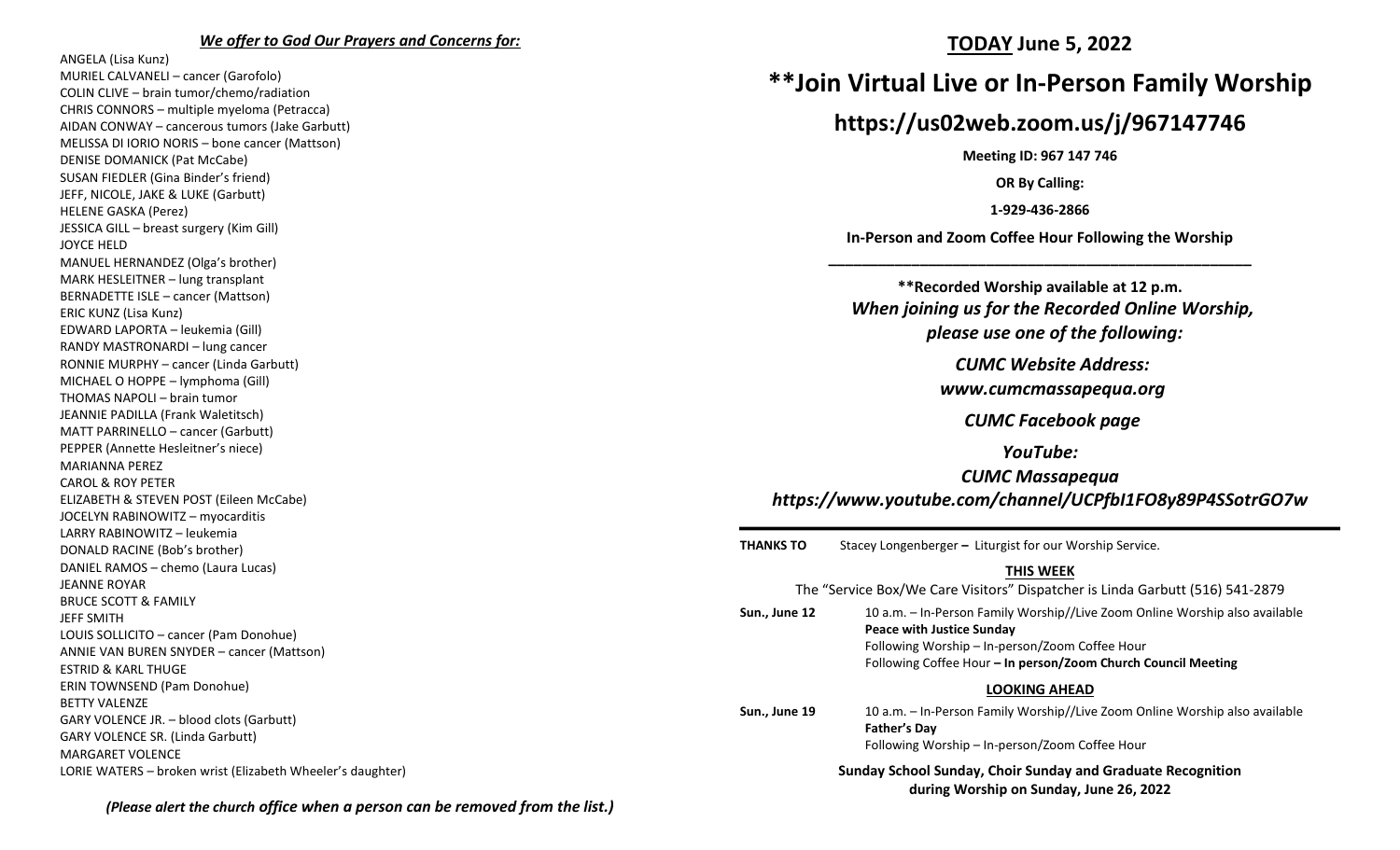***We offer to God Our Prayers and Concerns for:***

ANGELA (Lisa Kunz)
MURIEL CALVANELI – cancer (Garofolo)
COLIN CLIVE – brain tumor/chemo/radiation
CHRIS CONNORS – multiple myeloma (Petracca)
AIDAN CONWAY – cancerous tumors (Jake Garbutt)
MELISSA DI IORIO NORIS – bone cancer (Mattson)
DENISE DOMANICK (Pat McCabe)
SUSAN FIEDLER (Gina Binder's friend)
JEFF, NICOLE, JAKE & LUKE (Garbutt)
HELENE GASKA (Perez)
JESSICA GILL – breast surgery (Kim Gill)
JOYCE HELD
MANUEL HERNANDEZ (Olga's brother)
MARK HESLEITNER – lung transplant
BERNADETTE ISLE – cancer (Mattson)
ERIC KUNZ (Lisa Kunz)
EDWARD LAPORTA – leukemia (Gill)
RANDY MASTRONARDI – lung cancer
RONNIE MURPHY – cancer (Linda Garbutt)
MICHAEL O HOPPE – lymphoma (Gill)
THOMAS NAPOLI – brain tumor
JEANNIE PADILLA (Frank Waletitsch)
MATT PARRINELLO – cancer (Garbutt)
PEPPER (Annette Hesleitner's niece)
MARIANNA PEREZ
CAROL & ROY PETER
ELIZABETH & STEVEN POST (Eileen McCabe)
JOCELYN RABINOWITZ – myocarditis
LARRY RABINOWITZ – leukemia
DONALD RACINE (Bob's brother)
DANIEL RAMOS – chemo (Laura Lucas)
JEANNE ROYAR
BRUCE SCOTT & FAMILY
JEFF SMITH
LOUIS SOLLICITO – cancer (Pam Donohue)
ANNIE VAN BUREN SNYDER – cancer (Mattson)
ESTRID & KARL THUGE
ERIN TOWNSEND (Pam Donohue)
BETTY VALENZE
GARY VOLENCE JR. – blood clots (Garbutt)
GARY VOLENCE SR. (Linda Garbutt)
MARGARET VOLENCE
LORIE WATERS – broken wrist (Elizabeth Wheeler's daughter)

*(Please alert the church office when a person can be removed from the list.)*

**TODAY June 5, 2022**

# **Join Virtual Live or In-Person Family Worship

## https://us02web.zoom.us/j/967147746

**Meeting ID: 967 147 746**

**OR By Calling:**

**1-929-436-2866**

**In-Person and Zoom Coffee Hour Following the Worship**

---

**Recorded Worship available at 12 p.m.**

***When joining us for the Recorded Online Worship, please use one of the following:***

***CUMC Website Address:***
***www.cumcmassapequa.org***

***CUMC Facebook page***

***YouTube:***
***CUMC Massapequa***
***https://www.youtube.com/channel/UCPfbI1FO8y89P4SSotrGO7w***

---

**THANKS TO** Stacey Longenberger **–** Liturgist for our Worship Service.

**THIS WEEK**

The "Service Box/We Care Visitors" Dispatcher is Linda Garbutt (516) 541-2879

**Sun., June 12** 10 a.m. – In-Person Family Worship//Live Zoom Online Worship also available
**Peace with Justice Sunday**
Following Worship – In-person/Zoom Coffee Hour
Following Coffee Hour **– In person/Zoom Church Council Meeting**

**LOOKING AHEAD**

**Sun., June 19** 10 a.m. – In-Person Family Worship//Live Zoom Online Worship also available
**Father's Day**
Following Worship – In-person/Zoom Coffee Hour

**Sunday School Sunday, Choir Sunday and Graduate Recognition during Worship on Sunday, June 26, 2022**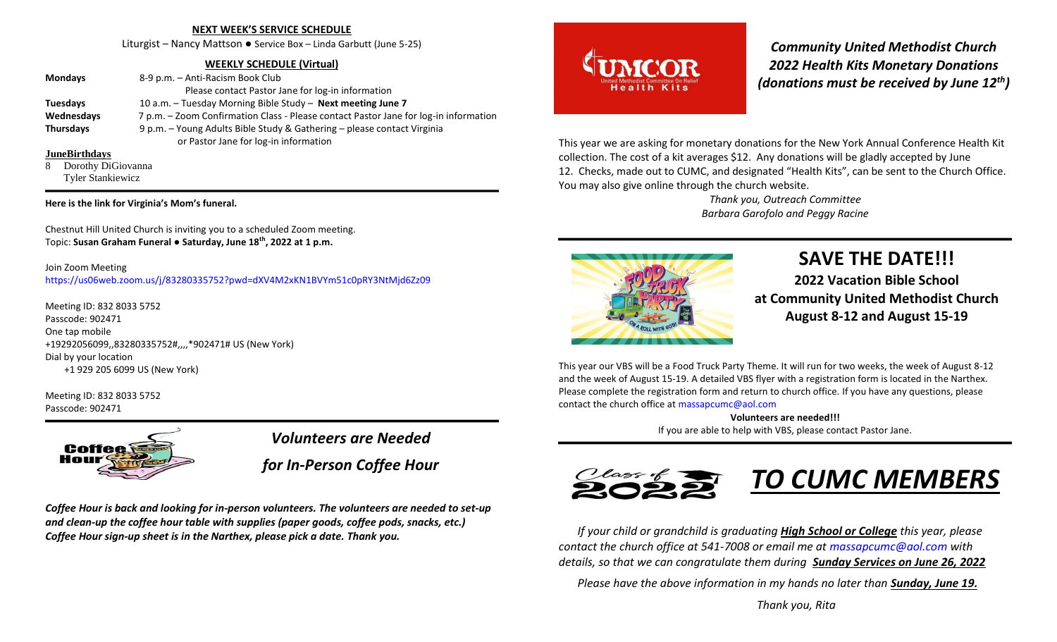**NEXT WEEK'S SERVICE SCHEDULE**

Liturgist – Nancy Mattson ● Service Box – Linda Garbutt (June 5-25)

**WEEKLY SCHEDULE (Virtual)**

**Mondays** 8-9 p.m. – Anti-Racism Book Club
Please contact Pastor Jane for log-in information

**Tuesdays** 10 a.m. – Tuesday Morning Bible Study – **Next meeting June 7**

**Wednesdays** 7 p.m. – Zoom Confirmation Class - Please contact Pastor Jane for log-in information

**Thursdays** 9 p.m. – Young Adults Bible Study & Gathering – please contact Virginia or Pastor Jane for log-in information

**JuneBirthdays**

8 Dorothy DiGiovanna
Tyler Stankiewicz

**Here is the link for Virginia's Mom's funeral.**

Chestnut Hill United Church is inviting you to a scheduled Zoom meeting.
Topic: **Susan Graham Funeral ● Saturday, June 18th, 2022 at 1 p.m.**

Join Zoom Meeting
https://us06web.zoom.us/j/83280335752?pwd=dXV4M2xKN1BVYm51c0pRY3NtMjd6Zz09

Meeting ID: 832 8033 5752
Passcode: 902471
One tap mobile
+19292056099,,83280335752#,,,,*902471# US (New York)
Dial by your location
+1 929 205 6099 US (New York)

Meeting ID: 832 8033 5752
Passcode: 902471

## *Volunteers are Needed for In-Person Coffee Hour*

***Coffee Hour is back and looking for in-person volunteers. The volunteers are needed to set-up and clean-up the coffee hour table with supplies (paper goods, coffee pods, snacks, etc.) Coffee Hour sign-up sheet is in the Narthex, please pick a date. Thank you.***

## *Community United Methodist Church 2022 Health Kits Monetary Donations (donations must be received by June 12th)*

This year we are asking for monetary donations for the New York Annual Conference Health Kit collection. The cost of a kit averages $12. Any donations will be gladly accepted by June 12. Checks, made out to CUMC, and designated "Health Kits", can be sent to the Church Office. You may also give online through the church website.

*Thank you, Outreach Committee*
*Barbara Garofolo and Peggy Racine*

## SAVE THE DATE!!!

**2022 Vacation Bible School at Community United Methodist Church August 8-12 and August 15-19**

This year our VBS will be a Food Truck Party Theme. It will run for two weeks, the week of August 8-12 and the week of August 15-19. A detailed VBS flyer with a registration form is located in the Narthex. Please complete the registration form and return to church office. If you have any questions, please contact the church office at massapcumc@aol.com

**Volunteers are needed!!!**
If you are able to help with VBS, please contact Pastor Jane.

## *TO CUMC MEMBERS*

*If your child or grandchild is graduating **High School or College** this year, please contact the church office at 541-7008 or email me at massapcumc@aol.com with details, so that we can congratulate them during **Sunday Services on June 26, 2022***

*Please have the above information in my hands no later than **Sunday, June 19.***

*Thank you, Rita*